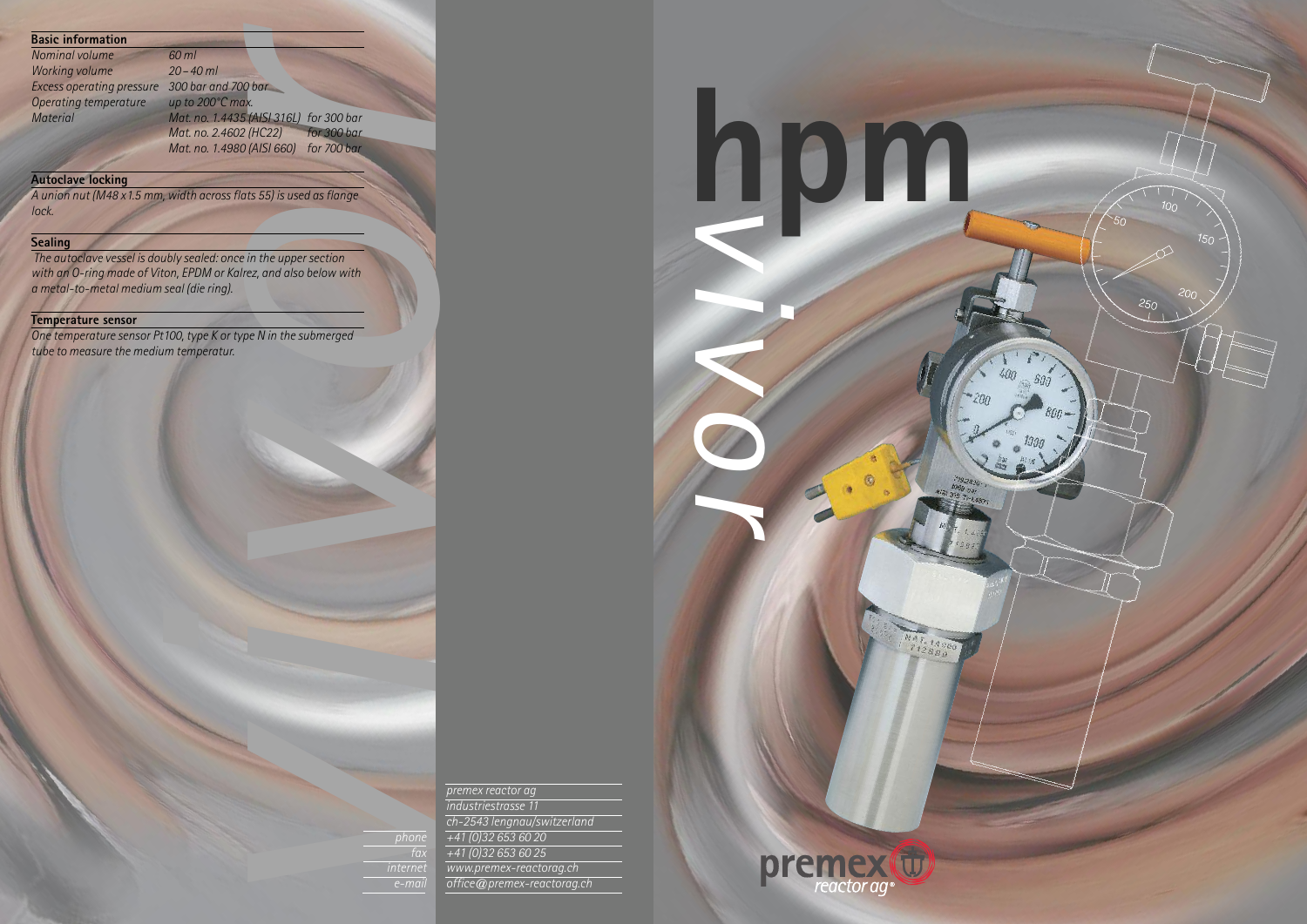## Basic information

| | |
|---|---|
| Nominal volume | 60 ml |
| Working volume | 20 – 40 ml |
| Excess operating pressure | 300 bar and 700 bar |
| Operating temperature | up to 200°C max. |
| Material | Mat. no. 1.4435 (AISI 316L) for 300 bar |
| | Mat. no. 2.4602 (HC22) for 300 bar |
| | Mat. no. 1.4980 (AISI 660) for 700 bar |

## Autoclave locking

*A union nut (M48 x 1.5 mm, width across flats 55) is used as flange lock.*

## Sealing

*The autoclave vessel is doubly sealed: once in the upper section with an O-ring made of Viton, EPDM or Kalrez, and also below with a metal-to-metal medium seal (die ring).*

## Temperature sensor

*One temperature sensor Pt100, type K or type N in the submerged tube to measure the medium temperatur.*

*premex reactor ag*
*industriestrasse 11*
*ch-2543 lengnau/switzerland*

| | |
|---|---|
| phone | +41 (0)32 653 60 20 |
| fax | +41 (0)32 653 60 25 |
| internet | www.premex-reactorag.ch |
| e-mail | office@premex-reactorag.ch |

# hpm

# vivor

premex reactor ag®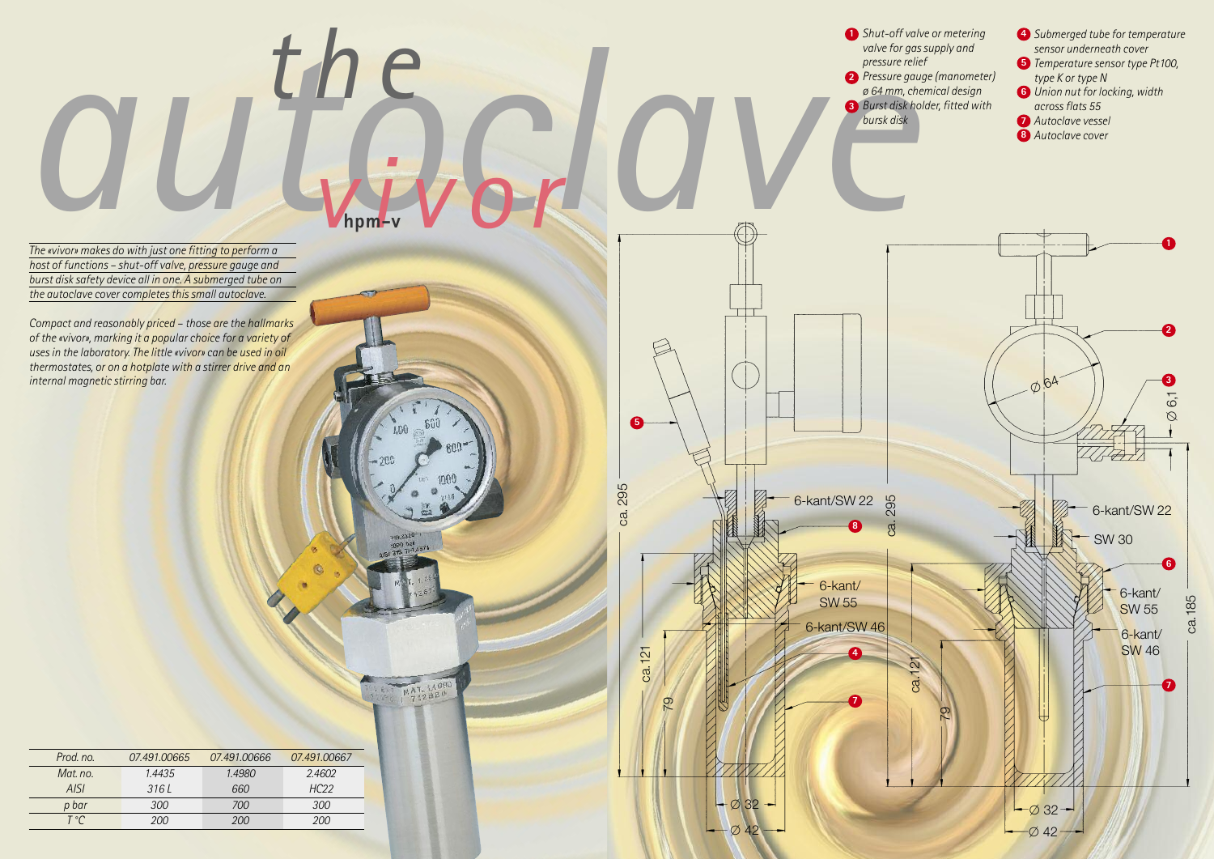# the autoclave vivor hpm-v

The «vivor» makes do with just one fitting to perform a host of functions – shut-off valve, pressure gauge and burst disk safety device all in one. A submerged tube on the autoclave cover completes this small autoclave.

Compact and reasonably priced – those are the hallmarks of the «vivor», marking it a popular choice for a variety of uses in the laboratory. The little «vivor» can be used in oil thermostates, or on a hotplate with a stirrer drive and an internal magnetic stirring bar.

1. Shut-off valve or metering valve for gas supply and pressure relief
2. Pressure gauge (manometer) ø 64 mm, chemical design
3. Burst disk holder, fitted with bursk disk
4. Submerged tube for temperature sensor underneath cover
5. Temperature sensor type Pt100, type K or type N
6. Union nut for locking, width across flats 55
7. Autoclave vessel
8. Autoclave cover

| Prod. no. | 07.491.00665 | 07.491.00666 | 07.491.00667 |
|---|---|---|---|
| Mat. no. | 1.4435 | 1.4980 | 2.4602 |
| AISI | 316 L | 660 | HC22 |
| p bar | 300 | 700 | 300 |
| T °C | 200 | 200 | 200 |

ca. 295
6-kant/SW 22
6-kant/SW 55
6-kant/SW 46
ca. 121
79
Ø 32
Ø 42
Ø 64
Ø 6,1
SW 30
ca. 185